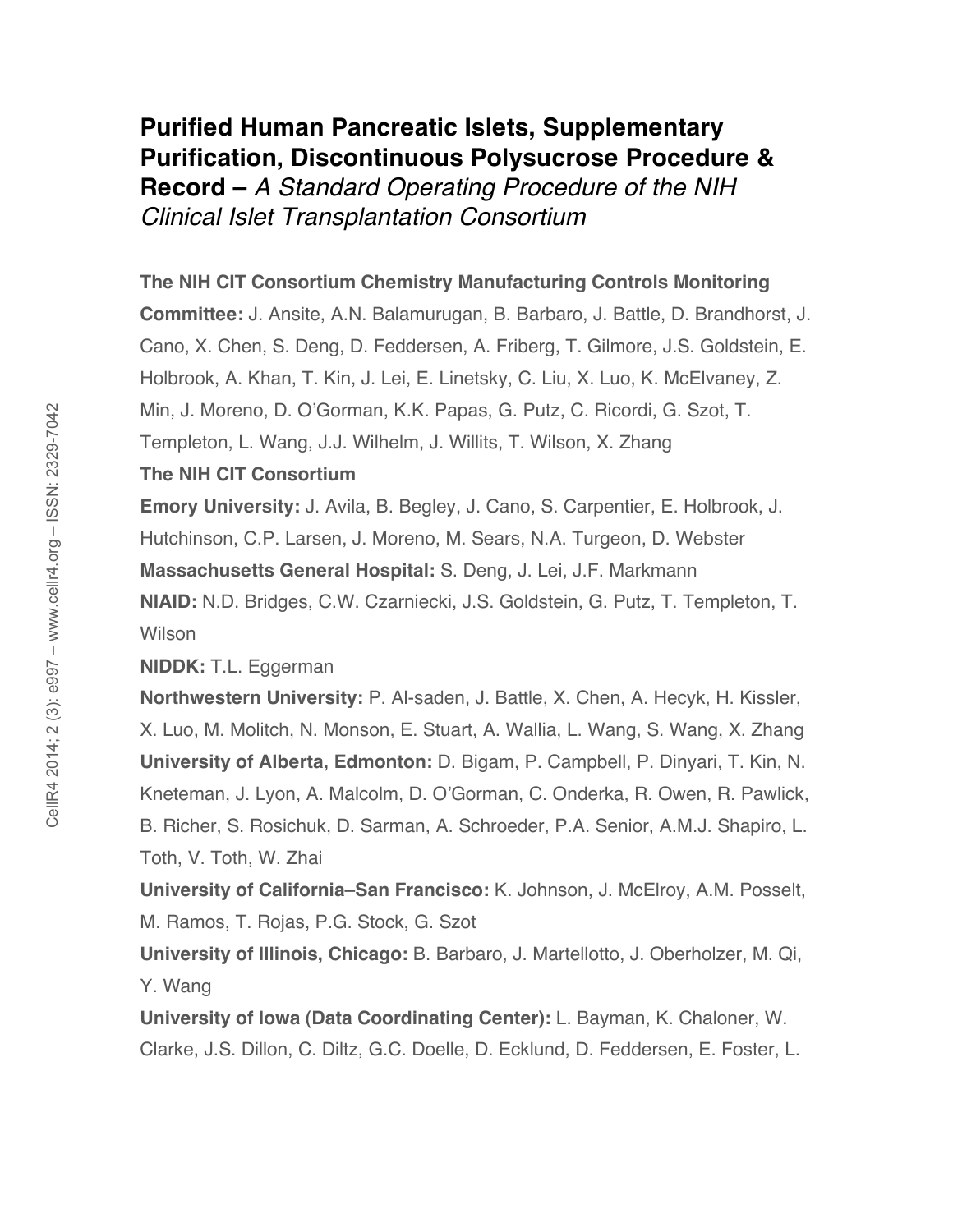# Purified Human Pancreatic Islets, Supplementary Purification, Discontinuous Polysucrose Procedure & Record – *A Standard Operating Procedure of the NIH Clinical Islet Transplantation Consortium*

**The NIH CIT Consortium Chemistry Manufacturing Controls Monitoring Committee:** J. Ansite, A.N. Balamurugan, B. Barbaro, J. Battle, D. Brandhorst, J. Cano, X. Chen, S. Deng, D. Feddersen, A. Friberg, T. Gilmore, J.S. Goldstein, E. Holbrook, A. Khan, T. Kin, J. Lei, E. Linetsky, C. Liu, X. Luo, K. McElvaney, Z. Min, J. Moreno, D. O'Gorman, K.K. Papas, G. Putz, C. Ricordi, G. Szot, T. Templeton, L. Wang, J.J. Wilhelm, J. Willits, T. Wilson, X. Zhang

**The NIH CIT Consortium**

**Emory University:** J. Avila, B. Begley, J. Cano, S. Carpentier, E. Holbrook, J. Hutchinson, C.P. Larsen, J. Moreno, M. Sears, N.A. Turgeon, D. Webster

**Massachusetts General Hospital:** S. Deng, J. Lei, J.F. Markmann

**NIAID:** N.D. Bridges, C.W. Czarniecki, J.S. Goldstein, G. Putz, T. Templeton, T. Wilson

**NIDDK:** T.L. Eggerman

**Northwestern University:** P. Al-saden, J. Battle, X. Chen, A. Hecyk, H. Kissler, X. Luo, M. Molitch, N. Monson, E. Stuart, A. Wallia, L. Wang, S. Wang, X. Zhang

**University of Alberta, Edmonton:** D. Bigam, P. Campbell, P. Dinyari, T. Kin, N. Kneteman, J. Lyon, A. Malcolm, D. O'Gorman, C. Onderka, R. Owen, R. Pawlick, B. Richer, S. Rosichuk, D. Sarman, A. Schroeder, P.A. Senior, A.M.J. Shapiro, L. Toth, V. Toth, W. Zhai

**University of California–San Francisco:** K. Johnson, J. McElroy, A.M. Posselt, M. Ramos, T. Rojas, P.G. Stock, G. Szot

**University of Illinois, Chicago:** B. Barbaro, J. Martellotto, J. Oberholzer, M. Qi, Y. Wang

**University of Iowa (Data Coordinating Center):** L. Bayman, K. Chaloner, W. Clarke, J.S. Dillon, C. Diltz, G.C. Doelle, D. Ecklund, D. Feddersen, E. Foster, L.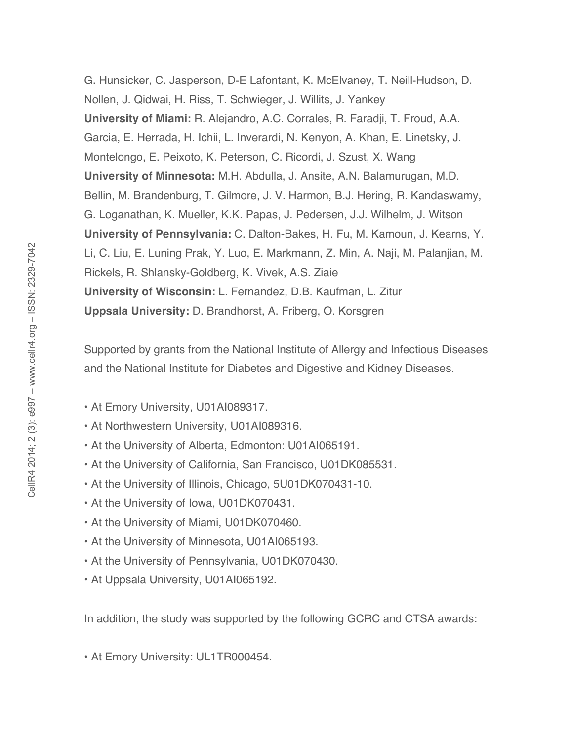G. Hunsicker, C. Jasperson, D-E Lafontant, K. McElvaney, T. Neill-Hudson, D. Nollen, J. Qidwai, H. Riss, T. Schwieger, J. Willits, J. Yankey
**University of Miami:** R. Alejandro, A.C. Corrales, R. Faradji, T. Froud, A.A. Garcia, E. Herrada, H. Ichii, L. Inverardi, N. Kenyon, A. Khan, E. Linetsky, J. Montelongo, E. Peixoto, K. Peterson, C. Ricordi, J. Szust, X. Wang
**University of Minnesota:** M.H. Abdulla, J. Ansite, A.N. Balamurugan, M.D. Bellin, M. Brandenburg, T. Gilmore, J. V. Harmon, B.J. Hering, R. Kandaswamy, G. Loganathan, K. Mueller, K.K. Papas, J. Pedersen, J.J. Wilhelm, J. Witson
**University of Pennsylvania:** C. Dalton-Bakes, H. Fu, M. Kamoun, J. Kearns, Y. Li, C. Liu, E. Luning Prak, Y. Luo, E. Markmann, Z. Min, A. Naji, M. Palanjian, M. Rickels, R. Shlansky-Goldberg, K. Vivek, A.S. Ziaie
**University of Wisconsin:** L. Fernandez, D.B. Kaufman, L. Zitur
**Uppsala University:** D. Brandhorst, A. Friberg, O. Korsgren

Supported by grants from the National Institute of Allergy and Infectious Diseases and the National Institute for Diabetes and Digestive and Kidney Diseases.

- At Emory University, U01AI089317.
- At Northwestern University, U01AI089316.
- At the University of Alberta, Edmonton: U01AI065191.
- At the University of California, San Francisco, U01DK085531.
- At the University of Illinois, Chicago, 5U01DK070431-10.
- At the University of Iowa, U01DK070431.
- At the University of Miami, U01DK070460.
- At the University of Minnesota, U01AI065193.
- At the University of Pennsylvania, U01DK070430.
- At Uppsala University, U01AI065192.

In addition, the study was supported by the following GCRC and CTSA awards:

- At Emory University: UL1TR000454.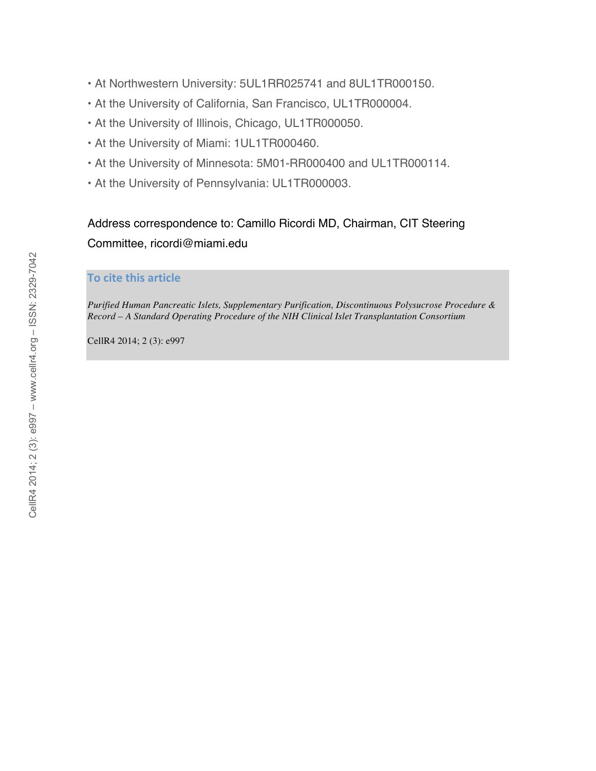- At Northwestern University: 5UL1RR025741 and 8UL1TR000150.
- At the University of California, San Francisco, UL1TR000004.
- At the University of Illinois, Chicago, UL1TR000050.
- At the University of Miami: 1UL1TR000460.
- At the University of Minnesota: 5M01-RR000400 and UL1TR000114.
- At the University of Pennsylvania: UL1TR000003.

Address correspondence to: Camillo Ricordi MD, Chairman, CIT Steering Committee, ricordi@miami.edu

**To cite this article**

*Purified Human Pancreatic Islets, Supplementary Purification, Discontinuous Polysucrose Procedure & Record – A Standard Operating Procedure of the NIH Clinical Islet Transplantation Consortium*

CellR4 2014; 2 (3): e997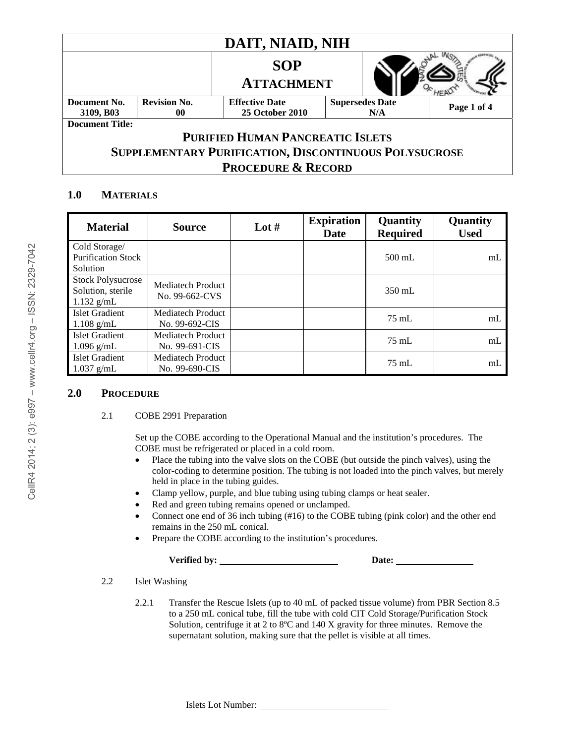| DAIT, NIAID, NIH | | | | |
|---|---|---|---|---|
| | | **SOP ATTACHMENT** | | |
| **Document No.** 3109, B03 | **Revision No.** 00 | **Effective Date** 25 October 2010 | **Supersedes Date** N/A | **Page 1 of 4** |

**Document Title:**

# PURIFIED HUMAN PANCREATIC ISLETS SUPPLEMENTARY PURIFICATION, DISCONTINUOUS POLYSUCROSE PROCEDURE & RECORD

## 1.0 MATERIALS

| Material | Source | Lot # | Expiration Date | Quantity Required | Quantity Used |
|---|---|---|---|---|---|
| Cold Storage/ Purification Stock Solution | | | | 500 mL | mL |
| Stock Polysucrose Solution, sterile 1.132 g/mL | Mediatech Product No. 99-662-CVS | | | 350 mL | |
| Islet Gradient 1.108 g/mL | Mediatech Product No. 99-692-CIS | | | 75 mL | mL |
| Islet Gradient 1.096 g/mL | Mediatech Product No. 99-691-CIS | | | 75 mL | mL |
| Islet Gradient 1.037 g/mL | Mediatech Product No. 99-690-CIS | | | 75 mL | mL |

## 2.0 PROCEDURE

2.1 COBE 2991 Preparation

Set up the COBE according to the Operational Manual and the institution's procedures. The COBE must be refrigerated or placed in a cold room.

- Place the tubing into the valve slots on the COBE (but outside the pinch valves), using the color-coding to determine position. The tubing is not loaded into the pinch valves, but merely held in place in the tubing guides.
- Clamp yellow, purple, and blue tubing using tubing clamps or heat sealer.
- Red and green tubing remains opened or unclamped.
- Connect one end of 36 inch tubing (#16) to the COBE tubing (pink color) and the other end remains in the 250 mL conical.
- Prepare the COBE according to the institution's procedures.

**Verified by:** \_\_\_\_\_\_\_\_\_\_\_\_\_\_\_\_\_\_\_\_ **Date:** \_\_\_\_\_\_\_\_\_\_\_\_\_\_

2.2 Islet Washing

2.2.1 Transfer the Rescue Islets (up to 40 mL of packed tissue volume) from PBR Section 8.5 to a 250 mL conical tube, fill the tube with cold CIT Cold Storage/Purification Stock Solution, centrifuge it at 2 to 8ºC and 140 X gravity for three minutes. Remove the supernatant solution, making sure that the pellet is visible at all times.

Islets Lot Number: \_\_\_\_\_\_\_\_\_\_\_\_\_\_\_\_\_\_\_\_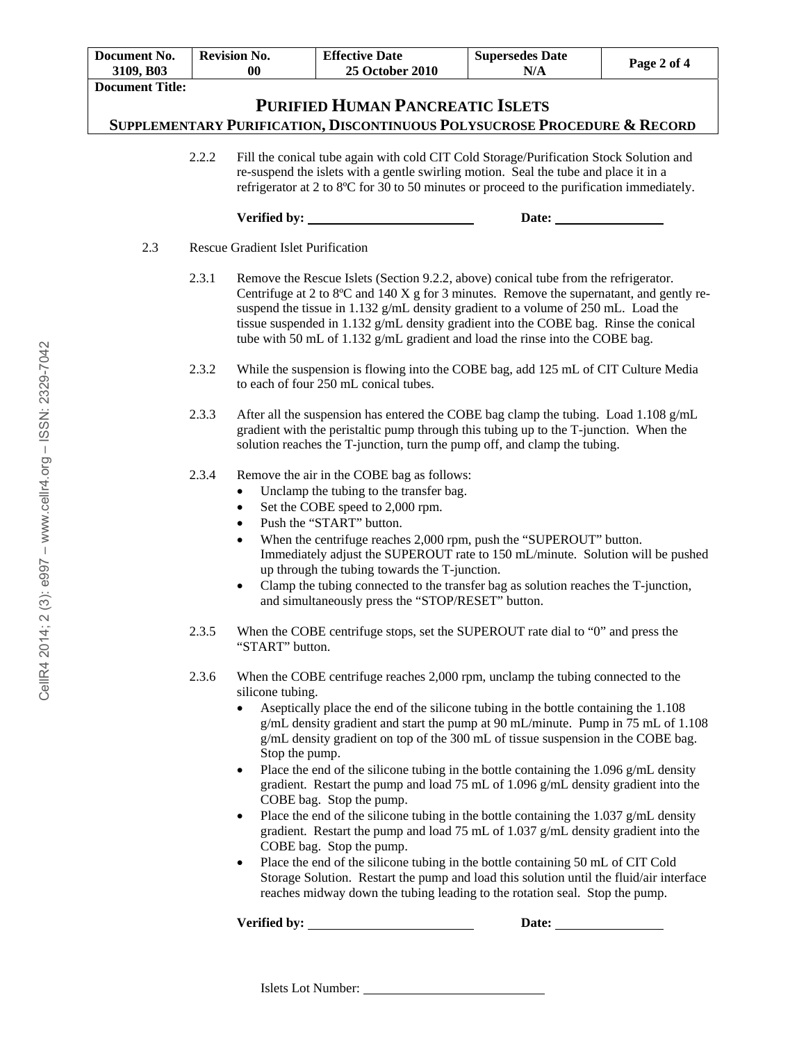2.2.2 Fill the conical tube again with cold CIT Cold Storage/Purification Stock Solution and re-suspend the islets with a gentle swirling motion. Seal the tube and place it in a refrigerator at 2 to 8ºC for 30 to 50 minutes or proceed to the purification immediately.

**Verified by:** ______________________ **Date:** ______________

2.3 Rescue Gradient Islet Purification

2.3.1 Remove the Rescue Islets (Section 9.2.2, above) conical tube from the refrigerator. Centrifuge at 2 to 8ºC and 140 X g for 3 minutes. Remove the supernatant, and gently re-suspend the tissue in 1.132 g/mL density gradient to a volume of 250 mL. Load the tissue suspended in 1.132 g/mL density gradient into the COBE bag. Rinse the conical tube with 50 mL of 1.132 g/mL gradient and load the rinse into the COBE bag.

2.3.2 While the suspension is flowing into the COBE bag, add 125 mL of CIT Culture Media to each of four 250 mL conical tubes.

2.3.3 After all the suspension has entered the COBE bag clamp the tubing. Load 1.108 g/mL gradient with the peristaltic pump through this tubing up to the T-junction. When the solution reaches the T-junction, turn the pump off, and clamp the tubing.

2.3.4 Remove the air in the COBE bag as follows:

- Unclamp the tubing to the transfer bag.
- Set the COBE speed to 2,000 rpm.
- Push the "START" button.
- When the centrifuge reaches 2,000 rpm, push the "SUPEROUT" button. Immediately adjust the SUPEROUT rate to 150 mL/minute. Solution will be pushed up through the tubing towards the T-junction.
- Clamp the tubing connected to the transfer bag as solution reaches the T-junction, and simultaneously press the "STOP/RESET" button.

2.3.5 When the COBE centrifuge stops, set the SUPEROUT rate dial to "0" and press the "START" button.

2.3.6 When the COBE centrifuge reaches 2,000 rpm, unclamp the tubing connected to the silicone tubing.

- Aseptically place the end of the silicone tubing in the bottle containing the 1.108 g/mL density gradient and start the pump at 90 mL/minute. Pump in 75 mL of 1.108 g/mL density gradient on top of the 300 mL of tissue suspension in the COBE bag. Stop the pump.
- Place the end of the silicone tubing in the bottle containing the 1.096 g/mL density gradient. Restart the pump and load 75 mL of 1.096 g/mL density gradient into the COBE bag. Stop the pump.
- Place the end of the silicone tubing in the bottle containing the 1.037 g/mL density gradient. Restart the pump and load 75 mL of 1.037 g/mL density gradient into the COBE bag. Stop the pump.
- Place the end of the silicone tubing in the bottle containing 50 mL of CIT Cold Storage Solution. Restart the pump and load this solution until the fluid/air interface reaches midway down the tubing leading to the rotation seal. Stop the pump.

**Verified by:** ______________________ **Date:** ______________

Islets Lot Number: ______________________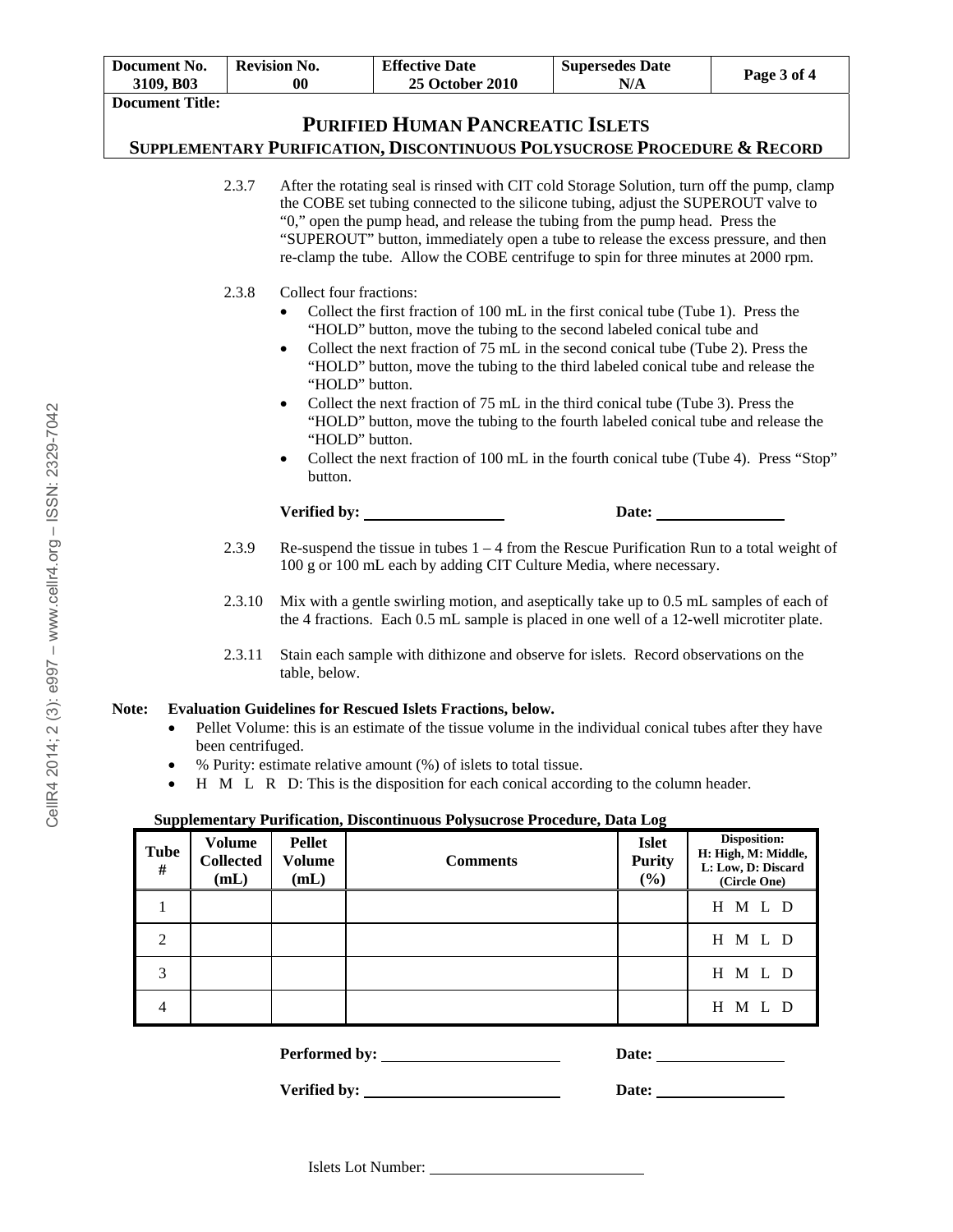| Document No. 3109, B03 | Revision No. 00 | Effective Date 25 October 2010 | Supersedes Date N/A | Page 3 of 4 |
|---|---|---|---|---|

**Document Title:**

## PURIFIED HUMAN PANCREATIC ISLETS
### SUPPLEMENTARY PURIFICATION, DISCONTINUOUS POLYSUCROSE PROCEDURE & RECORD

2.3.7 After the rotating seal is rinsed with CIT cold Storage Solution, turn off the pump, clamp the COBE set tubing connected to the silicone tubing, adjust the SUPEROUT valve to "0," open the pump head, and release the tubing from the pump head. Press the "SUPEROUT" button, immediately open a tube to release the excess pressure, and then re-clamp the tube. Allow the COBE centrifuge to spin for three minutes at 2000 rpm.

2.3.8 Collect four fractions:

- Collect the first fraction of 100 mL in the first conical tube (Tube 1). Press the "HOLD" button, move the tubing to the second labeled conical tube and
- Collect the next fraction of 75 mL in the second conical tube (Tube 2). Press the "HOLD" button, move the tubing to the third labeled conical tube and release the "HOLD" button.
- Collect the next fraction of 75 mL in the third conical tube (Tube 3). Press the "HOLD" button, move the tubing to the fourth labeled conical tube and release the "HOLD" button.
- Collect the next fraction of 100 mL in the fourth conical tube (Tube 4). Press "Stop" button.

**Verified by:** ________________ **Date:** ________________

2.3.9 Re-suspend the tissue in tubes 1 – 4 from the Rescue Purification Run to a total weight of 100 g or 100 mL each by adding CIT Culture Media, where necessary.

2.3.10 Mix with a gentle swirling motion, and aseptically take up to 0.5 mL samples of each of the 4 fractions. Each 0.5 mL sample is placed in one well of a 12-well microtiter plate.

2.3.11 Stain each sample with dithizone and observe for islets. Record observations on the table, below.

**Note: Evaluation Guidelines for Rescued Islets Fractions, below.**

- Pellet Volume: this is an estimate of the tissue volume in the individual conical tubes after they have been centrifuged.
- % Purity: estimate relative amount (%) of islets to total tissue.
- H M L R D: This is the disposition for each conical according to the column header.

**Supplementary Purification, Discontinuous Polysucrose Procedure, Data Log**

| Tube # | Volume Collected (mL) | Pellet Volume (mL) | Comments | Islet Purity (%) | Disposition: H: High, M: Middle, L: Low, D: Discard (Circle One) |
|---|---|---|---|---|---|
| 1 | | | | | H M L D |
| 2 | | | | | H M L D |
| 3 | | | | | H M L D |
| 4 | | | | | H M L D |

**Performed by:** ________________ **Date:** ________________

**Verified by:** ________________ **Date:** ________________

Islets Lot Number: ________________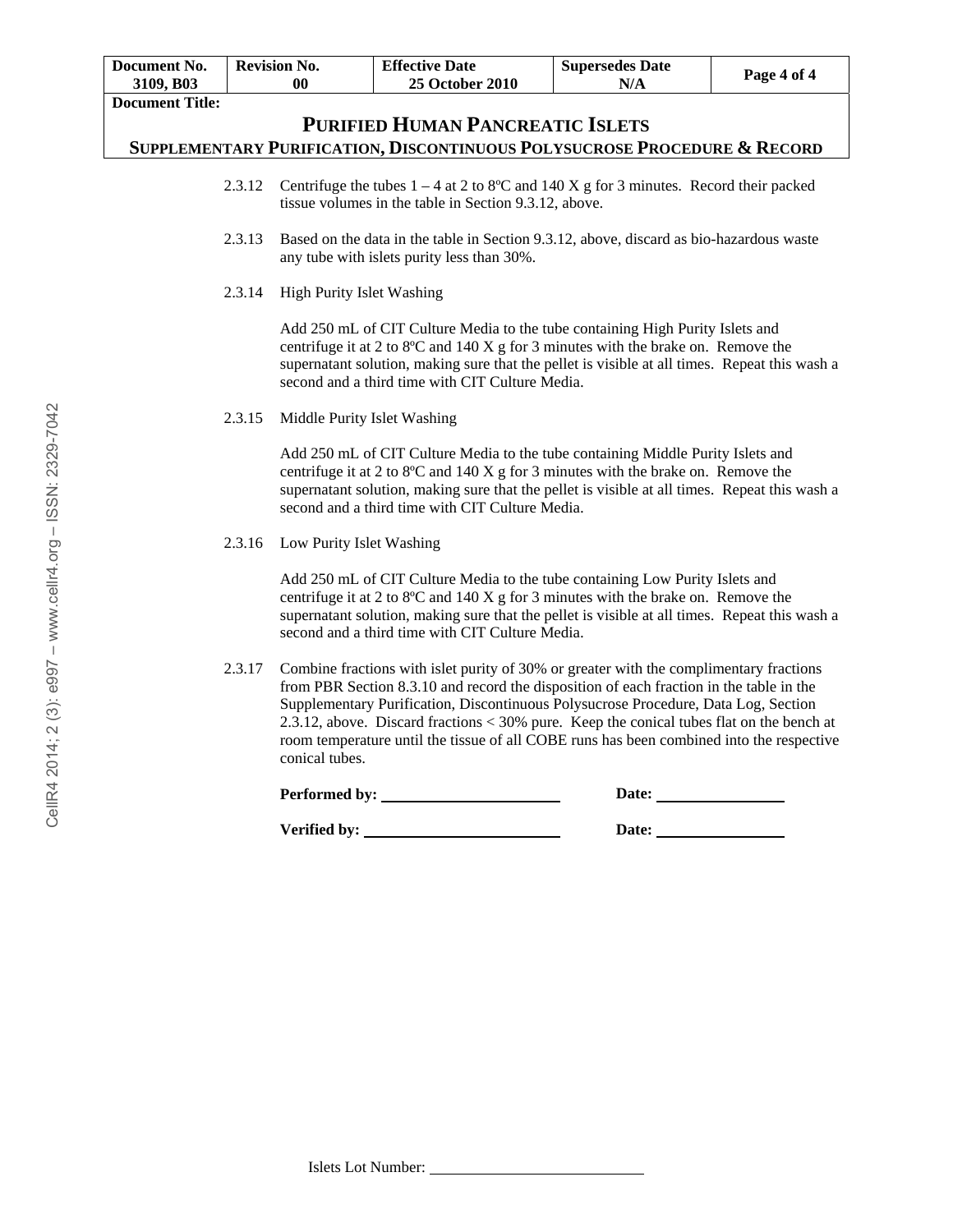| Document No. 3109, B03 | Revision No. 00 | Effective Date 25 October 2010 | Supersedes Date N/A | Page 4 of 4 |
|---|---|---|---|---|

**Document Title:**

# PURIFIED HUMAN PANCREATIC ISLETS
## SUPPLEMENTARY PURIFICATION, DISCONTINUOUS POLYSUCROSE PROCEDURE & RECORD

2.3.12 Centrifuge the tubes 1 – 4 at 2 to 8ºC and 140 X g for 3 minutes. Record their packed tissue volumes in the table in Section 9.3.12, above.

2.3.13 Based on the data in the table in Section 9.3.12, above, discard as bio-hazardous waste any tube with islets purity less than 30%.

2.3.14 High Purity Islet Washing

Add 250 mL of CIT Culture Media to the tube containing High Purity Islets and centrifuge it at 2 to 8ºC and 140 X g for 3 minutes with the brake on. Remove the supernatant solution, making sure that the pellet is visible at all times. Repeat this wash a second and a third time with CIT Culture Media.

2.3.15 Middle Purity Islet Washing

Add 250 mL of CIT Culture Media to the tube containing Middle Purity Islets and centrifuge it at 2 to 8ºC and 140 X g for 3 minutes with the brake on. Remove the supernatant solution, making sure that the pellet is visible at all times. Repeat this wash a second and a third time with CIT Culture Media.

2.3.16 Low Purity Islet Washing

Add 250 mL of CIT Culture Media to the tube containing Low Purity Islets and centrifuge it at 2 to 8ºC and 140 X g for 3 minutes with the brake on. Remove the supernatant solution, making sure that the pellet is visible at all times. Repeat this wash a second and a third time with CIT Culture Media.

2.3.17 Combine fractions with islet purity of 30% or greater with the complimentary fractions from PBR Section 8.3.10 and record the disposition of each fraction in the table in the Supplementary Purification, Discontinuous Polysucrose Procedure, Data Log, Section 2.3.12, above. Discard fractions < 30% pure. Keep the conical tubes flat on the bench at room temperature until the tissue of all COBE runs has been combined into the respective conical tubes.

**Performed by:** \_\_\_\_\_\_\_\_\_\_\_\_\_\_\_\_\_\_\_\_\_\_ **Date:** \_\_\_\_\_\_\_\_\_\_\_\_\_\_

**Verified by:** \_\_\_\_\_\_\_\_\_\_\_\_\_\_\_\_\_\_\_\_\_\_ **Date:** \_\_\_\_\_\_\_\_\_\_\_\_\_\_

Islets Lot Number: \_\_\_\_\_\_\_\_\_\_\_\_\_\_\_\_\_\_\_\_\_\_